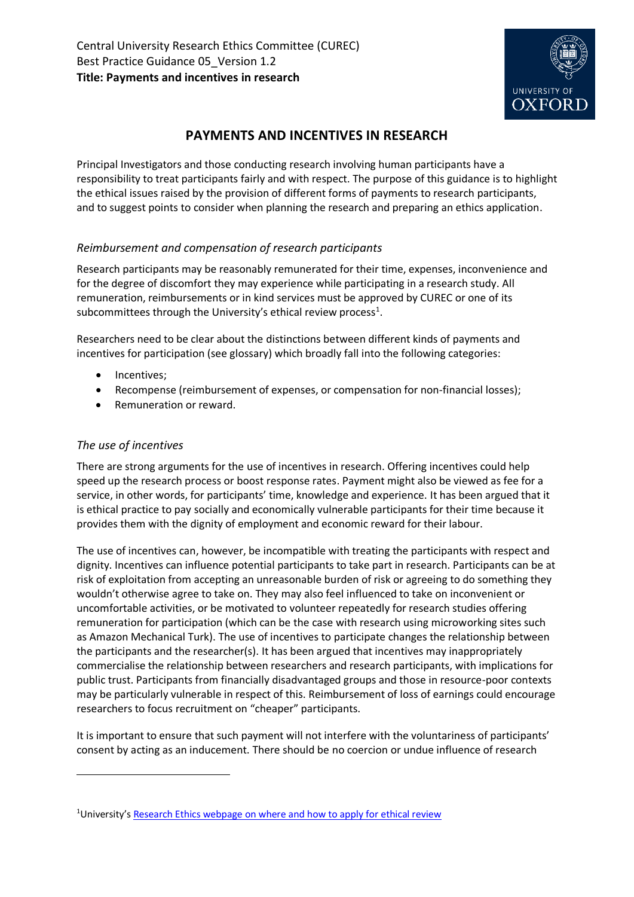Central University Research Ethics Committee (CUREC)
Best Practice Guidance 05_Version 1.2
**Title: Payments and incentives in research**

# PAYMENTS AND INCENTIVES IN RESEARCH

Principal Investigators and those conducting research involving human participants have a responsibility to treat participants fairly and with respect. The purpose of this guidance is to highlight the ethical issues raised by the provision of different forms of payments to research participants, and to suggest points to consider when planning the research and preparing an ethics application.

### *Reimbursement and compensation of research participants*

Research participants may be reasonably remunerated for their time, expenses, inconvenience and for the degree of discomfort they may experience while participating in a research study. All remuneration, reimbursements or in kind services must be approved by CUREC or one of its subcommittees through the University's ethical review process[1].

Researchers need to be clear about the distinctions between different kinds of payments and incentives for participation (see glossary) which broadly fall into the following categories:

- Incentives;
- Recompense (reimbursement of expenses, or compensation for non-financial losses);
- Remuneration or reward.

### *The use of incentives*

There are strong arguments for the use of incentives in research. Offering incentives could help speed up the research process or boost response rates. Payment might also be viewed as fee for a service, in other words, for participants' time, knowledge and experience. It has been argued that it is ethical practice to pay socially and economically vulnerable participants for their time because it provides them with the dignity of employment and economic reward for their labour.

The use of incentives can, however, be incompatible with treating the participants with respect and dignity. Incentives can influence potential participants to take part in research. Participants can be at risk of exploitation from accepting an unreasonable burden of risk or agreeing to do something they wouldn't otherwise agree to take on. They may also feel influenced to take on inconvenient or uncomfortable activities, or be motivated to volunteer repeatedly for research studies offering remuneration for participation (which can be the case with research using microworking sites such as Amazon Mechanical Turk). The use of incentives to participate changes the relationship between the participants and the researcher(s). It has been argued that incentives may inappropriately commercialise the relationship between researchers and research participants, with implications for public trust. Participants from financially disadvantaged groups and those in resource-poor contexts may be particularly vulnerable in respect of this. Reimbursement of loss of earnings could encourage researchers to focus recruitment on "cheaper" participants.

It is important to ensure that such payment will not interfere with the voluntariness of participants' consent by acting as an inducement. There should be no coercion or undue influence of research

---

[1] University's [Research Ethics webpage on where and how to apply for ethical review]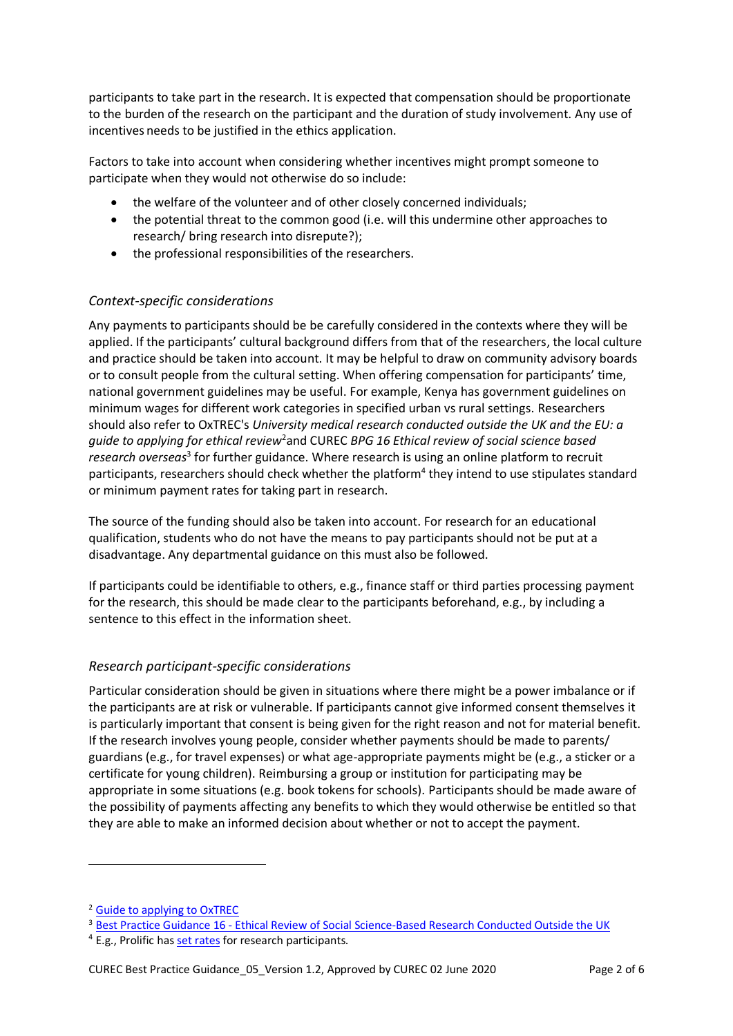participants to take part in the research. It is expected that compensation should be proportionate to the burden of the research on the participant and the duration of study involvement. Any use of incentives needs to be justified in the ethics application.

Factors to take into account when considering whether incentives might prompt someone to participate when they would not otherwise do so include:

- the welfare of the volunteer and of other closely concerned individuals;
- the potential threat to the common good (i.e. will this undermine other approaches to research/ bring research into disrepute?);
- the professional responsibilities of the researchers.

### *Context-specific considerations*

Any payments to participants should be be carefully considered in the contexts where they will be applied. If the participants' cultural background differs from that of the researchers, the local culture and practice should be taken into account. It may be helpful to draw on community advisory boards or to consult people from the cultural setting. When offering compensation for participants' time, national government guidelines may be useful. For example, Kenya has government guidelines on minimum wages for different work categories in specified urban vs rural settings. Researchers should also refer to OxTREC's *University medical research conducted outside the UK and the EU: a guide to applying for ethical review*[2]and CUREC *BPG 16 Ethical review of social science based research overseas*[3] for further guidance. Where research is using an online platform to recruit participants, researchers should check whether the platform[4] they intend to use stipulates standard or minimum payment rates for taking part in research.

The source of the funding should also be taken into account. For research for an educational qualification, students who do not have the means to pay participants should not be put at a disadvantage. Any departmental guidance on this must also be followed.

If participants could be identifiable to others, e.g., finance staff or third parties processing payment for the research, this should be made clear to the participants beforehand, e.g., by including a sentence to this effect in the information sheet.

### *Research participant-specific considerations*

Particular consideration should be given in situations where there might be a power imbalance or if the participants are at risk or vulnerable. If participants cannot give informed consent themselves it is particularly important that consent is being given for the right reason and not for material benefit. If the research involves young people, consider whether payments should be made to parents/ guardians (e.g., for travel expenses) or what age-appropriate payments might be (e.g., a sticker or a certificate for young children). Reimbursing a group or institution for participating may be appropriate in some situations (e.g. book tokens for schools). Participants should be made aware of the possibility of payments affecting any benefits to which they would otherwise be entitled so that they are able to make an informed decision about whether or not to accept the payment.

---

[2] Guide to applying to OxTREC

[3] Best Practice Guidance 16 - Ethical Review of Social Science-Based Research Conducted Outside the UK

[4] E.g., Prolific has set rates for research participants.

CUREC Best Practice Guidance_05_Version 1.2, Approved by CUREC 02 June 2020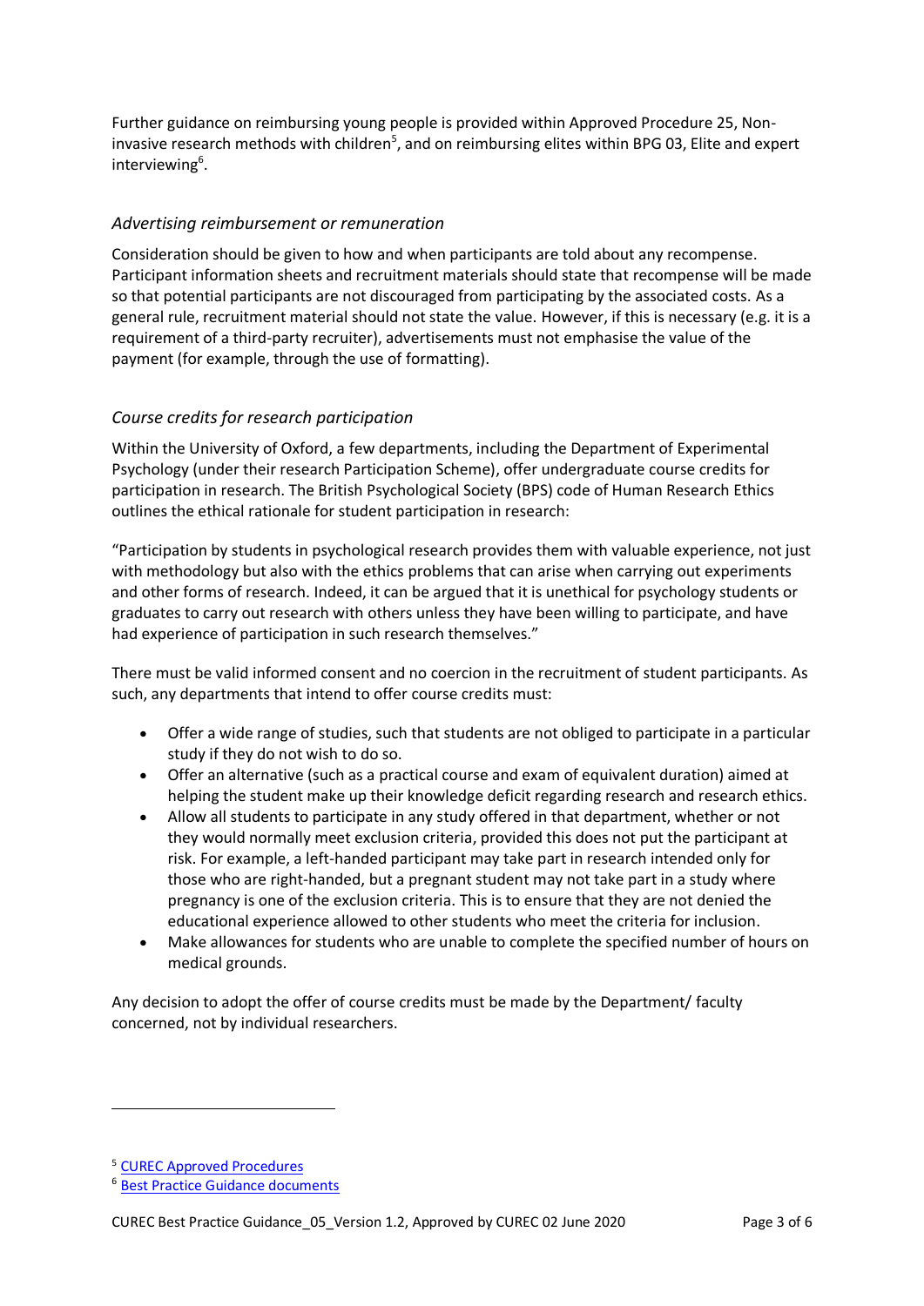Further guidance on reimbursing young people is provided within Approved Procedure 25, Non-invasive research methods with children[5], and on reimbursing elites within BPG 03, Elite and expert interviewing[6].

### *Advertising reimbursement or remuneration*

Consideration should be given to how and when participants are told about any recompense. Participant information sheets and recruitment materials should state that recompense will be made so that potential participants are not discouraged from participating by the associated costs. As a general rule, recruitment material should not state the value. However, if this is necessary (e.g. it is a requirement of a third-party recruiter), advertisements must not emphasise the value of the payment (for example, through the use of formatting).

### *Course credits for research participation*

Within the University of Oxford, a few departments, including the Department of Experimental Psychology (under their research Participation Scheme), offer undergraduate course credits for participation in research. The British Psychological Society (BPS) code of Human Research Ethics outlines the ethical rationale for student participation in research:

"Participation by students in psychological research provides them with valuable experience, not just with methodology but also with the ethics problems that can arise when carrying out experiments and other forms of research. Indeed, it can be argued that it is unethical for psychology students or graduates to carry out research with others unless they have been willing to participate, and have had experience of participation in such research themselves."

There must be valid informed consent and no coercion in the recruitment of student participants. As such, any departments that intend to offer course credits must:

- Offer a wide range of studies, such that students are not obliged to participate in a particular study if they do not wish to do so.
- Offer an alternative (such as a practical course and exam of equivalent duration) aimed at helping the student make up their knowledge deficit regarding research and research ethics.
- Allow all students to participate in any study offered in that department, whether or not they would normally meet exclusion criteria, provided this does not put the participant at risk. For example, a left-handed participant may take part in research intended only for those who are right-handed, but a pregnant student may not take part in a study where pregnancy is one of the exclusion criteria. This is to ensure that they are not denied the educational experience allowed to other students who meet the criteria for inclusion.
- Make allowances for students who are unable to complete the specified number of hours on medical grounds.

Any decision to adopt the offer of course credits must be made by the Department/ faculty concerned, not by individual researchers.

---

[5] CUREC Approved Procedures

[6] Best Practice Guidance documents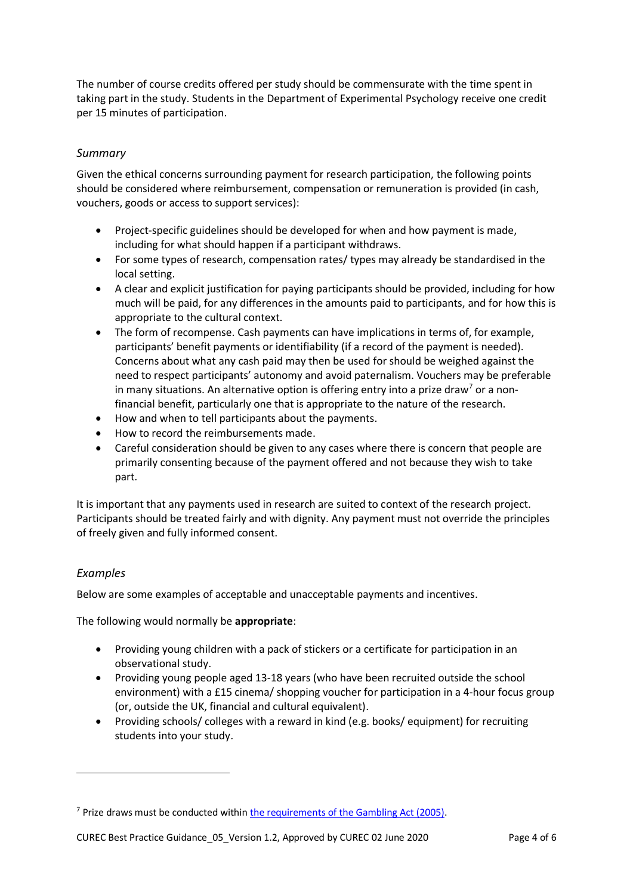The number of course credits offered per study should be commensurate with the time spent in taking part in the study. Students in the Department of Experimental Psychology receive one credit per 15 minutes of participation.

### *Summary*

Given the ethical concerns surrounding payment for research participation, the following points should be considered where reimbursement, compensation or remuneration is provided (in cash, vouchers, goods or access to support services):

- Project-specific guidelines should be developed for when and how payment is made, including for what should happen if a participant withdraws.
- For some types of research, compensation rates/ types may already be standardised in the local setting.
- A clear and explicit justification for paying participants should be provided, including for how much will be paid, for any differences in the amounts paid to participants, and for how this is appropriate to the cultural context.
- The form of recompense. Cash payments can have implications in terms of, for example, participants' benefit payments or identifiability (if a record of the payment is needed). Concerns about what any cash paid may then be used for should be weighed against the need to respect participants' autonomy and avoid paternalism. Vouchers may be preferable in many situations. An alternative option is offering entry into a prize draw[7] or a non-financial benefit, particularly one that is appropriate to the nature of the research.
- How and when to tell participants about the payments.
- How to record the reimbursements made.
- Careful consideration should be given to any cases where there is concern that people are primarily consenting because of the payment offered and not because they wish to take part.

It is important that any payments used in research are suited to context of the research project. Participants should be treated fairly and with dignity. Any payment must not override the principles of freely given and fully informed consent.

### *Examples*

Below are some examples of acceptable and unacceptable payments and incentives.

The following would normally be **appropriate**:

- Providing young children with a pack of stickers or a certificate for participation in an observational study.
- Providing young people aged 13-18 years (who have been recruited outside the school environment) with a £15 cinema/ shopping voucher for participation in a 4-hour focus group (or, outside the UK, financial and cultural equivalent).
- Providing schools/ colleges with a reward in kind (e.g. books/ equipment) for recruiting students into your study.

---

[7] Prize draws must be conducted within [the requirements of the Gambling Act (2005)].

CUREC Best Practice Guidance_05_Version 1.2, Approved by CUREC 02 June 2020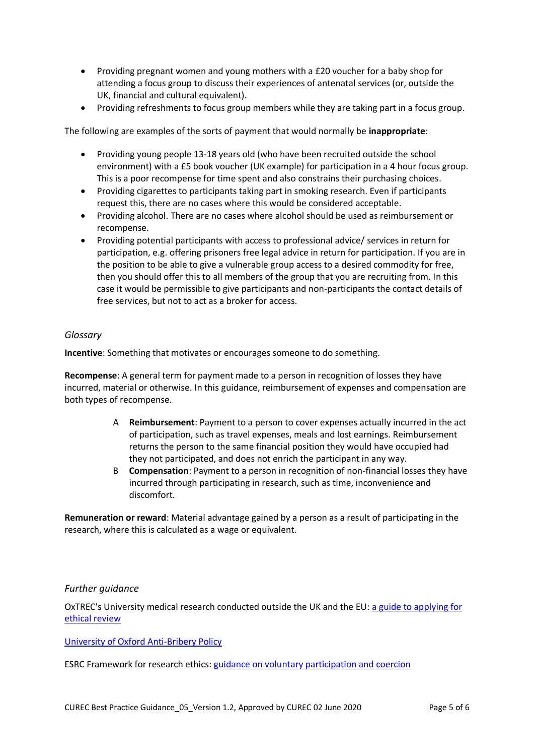- Providing pregnant women and young mothers with a £20 voucher for a baby shop for attending a focus group to discuss their experiences of antenatal services (or, outside the UK, financial and cultural equivalent).
- Providing refreshments to focus group members while they are taking part in a focus group.

The following are examples of the sorts of payment that would normally be **inappropriate**:

- Providing young people 13-18 years old (who have been recruited outside the school environment) with a £5 book voucher (UK example) for participation in a 4 hour focus group. This is a poor recompense for time spent and also constrains their purchasing choices.
- Providing cigarettes to participants taking part in smoking research. Even if participants request this, there are no cases where this would be considered acceptable.
- Providing alcohol. There are no cases where alcohol should be used as reimbursement or recompense.
- Providing potential participants with access to professional advice/ services in return for participation, e.g. offering prisoners free legal advice in return for participation. If you are in the position to be able to give a vulnerable group access to a desired commodity for free, then you should offer this to all members of the group that you are recruiting from. In this case it would be permissible to give participants and non-participants the contact details of free services, but not to act as a broker for access.

*Glossary*

**Incentive**: Something that motivates or encourages someone to do something.

**Recompense**: A general term for payment made to a person in recognition of losses they have incurred, material or otherwise. In this guidance, reimbursement of expenses and compensation are both types of recompense.

A **Reimbursement**: Payment to a person to cover expenses actually incurred in the act of participation, such as travel expenses, meals and lost earnings. Reimbursement returns the person to the same financial position they would have occupied had they not participated, and does not enrich the participant in any way.

B **Compensation**: Payment to a person in recognition of non-financial losses they have incurred through participating in research, such as time, inconvenience and discomfort.

**Remuneration or reward**: Material advantage gained by a person as a result of participating in the research, where this is calculated as a wage or equivalent.

*Further guidance*

OxTREC's University medical research conducted outside the UK and the EU: a guide to applying for ethical review

University of Oxford Anti-Bribery Policy

ESRC Framework for research ethics: guidance on voluntary participation and coercion

CUREC Best Practice Guidance_05_Version 1.2, Approved by CUREC 02 June 2020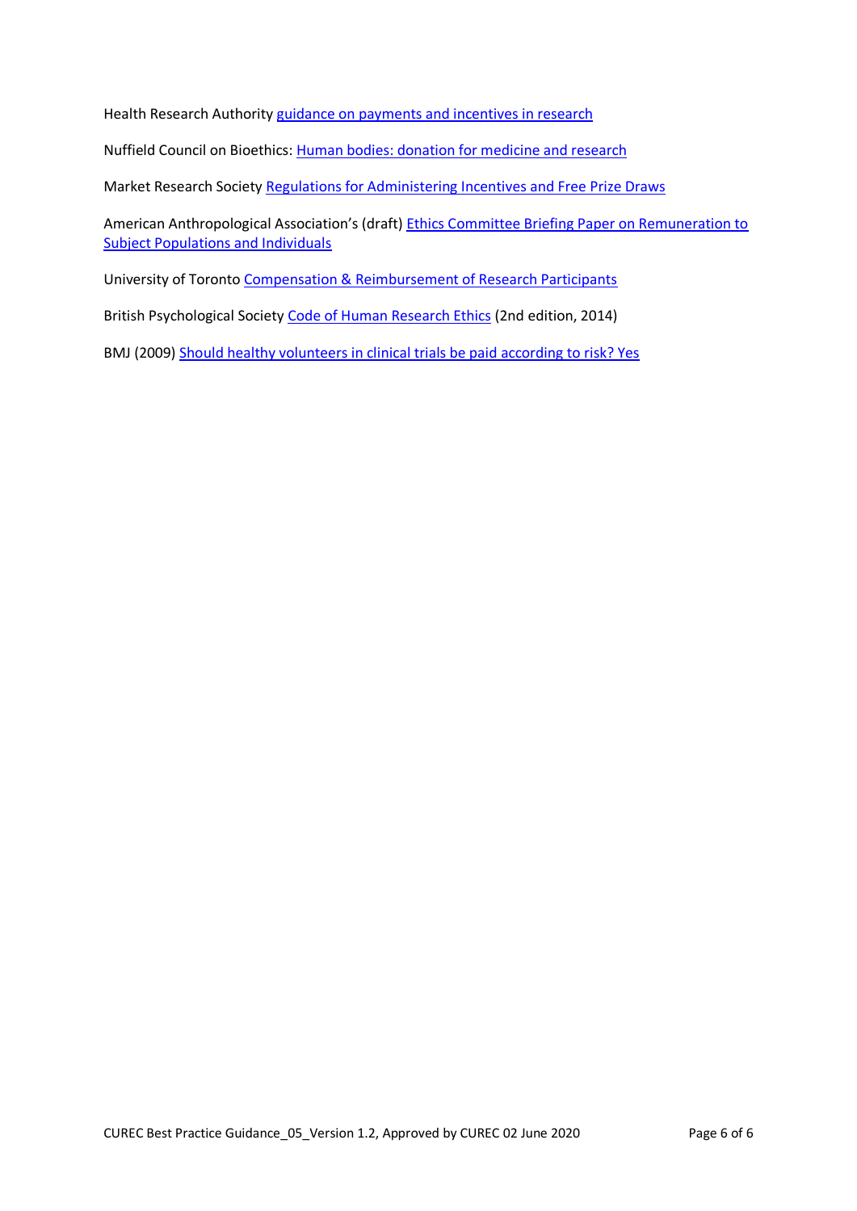Health Research Authority guidance on payments and incentives in research

Nuffield Council on Bioethics: Human bodies: donation for medicine and research

Market Research Society Regulations for Administering Incentives and Free Prize Draws

American Anthropological Association's (draft) Ethics Committee Briefing Paper on Remuneration to Subject Populations and Individuals

University of Toronto Compensation & Reimbursement of Research Participants

British Psychological Society Code of Human Research Ethics (2nd edition, 2014)

BMJ (2009) Should healthy volunteers in clinical trials be paid according to risk? Yes